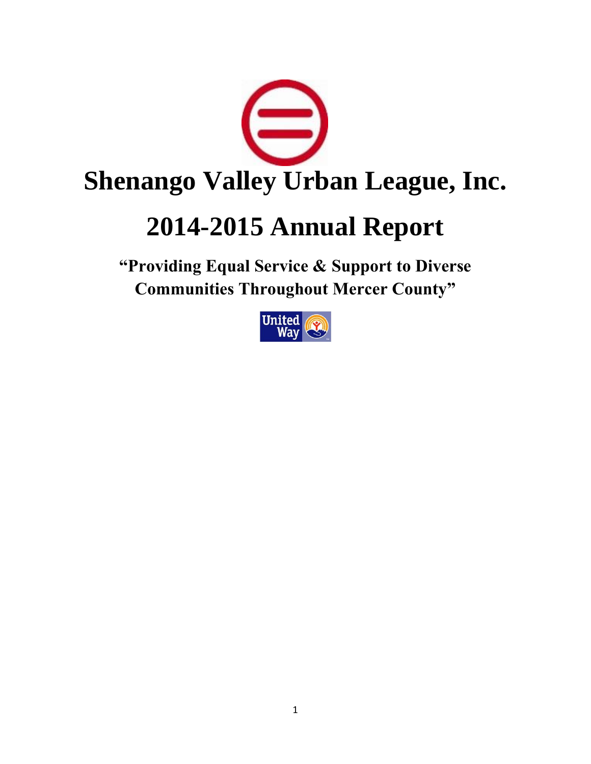# Shenango Valley Urban League, Inc.

# 2014-2015 Annual Report

**"Providing Equal Service & Support to Diverse Communities Throughout Mercer County"**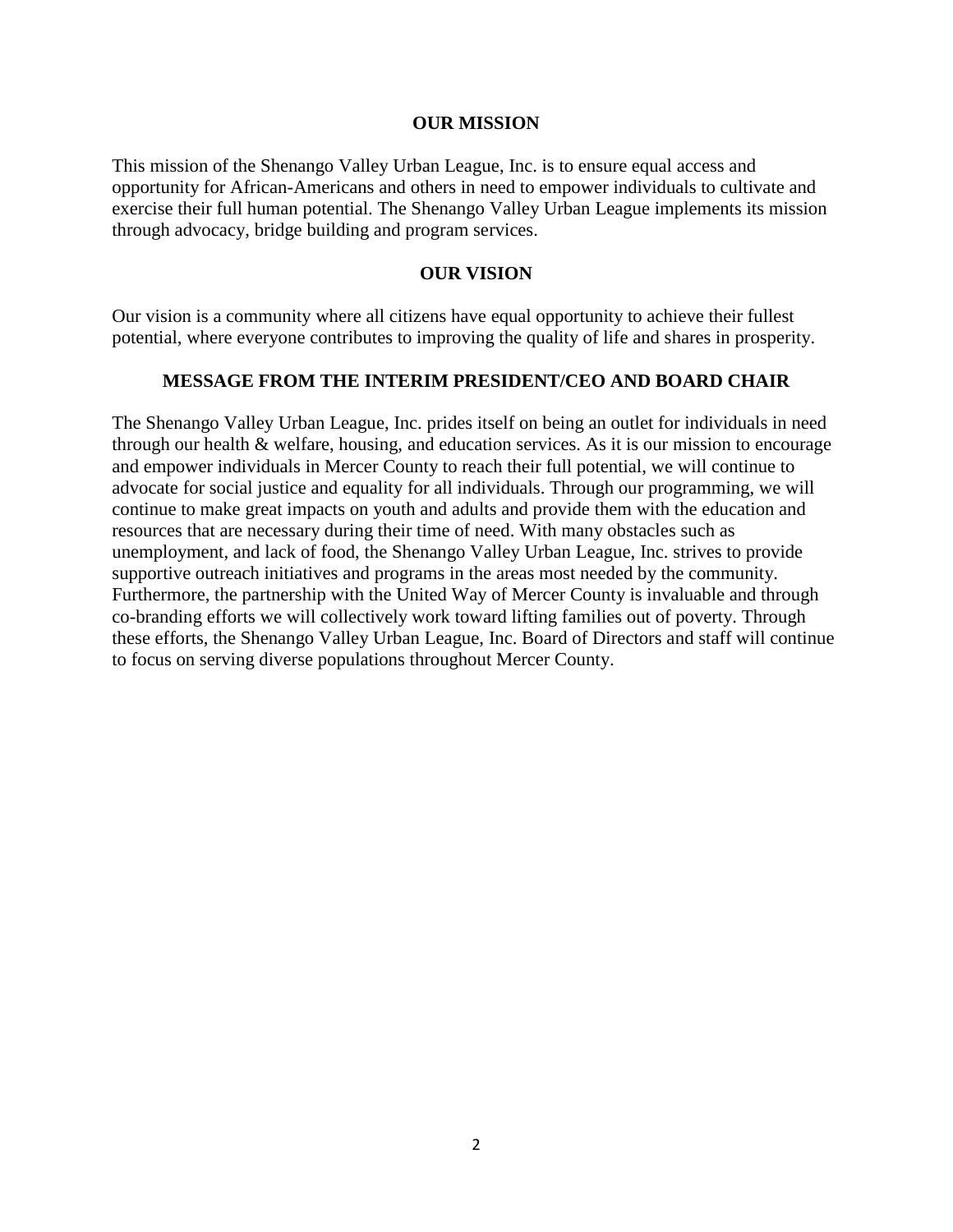## OUR MISSION

This mission of the Shenango Valley Urban League, Inc. is to ensure equal access and opportunity for African-Americans and others in need to empower individuals to cultivate and exercise their full human potential. The Shenango Valley Urban League implements its mission through advocacy, bridge building and program services.

## OUR VISION

Our vision is a community where all citizens have equal opportunity to achieve their fullest potential, where everyone contributes to improving the quality of life and shares in prosperity.

## MESSAGE FROM THE INTERIM PRESIDENT/CEO AND BOARD CHAIR

The Shenango Valley Urban League, Inc. prides itself on being an outlet for individuals in need through our health & welfare, housing, and education services. As it is our mission to encourage and empower individuals in Mercer County to reach their full potential, we will continue to advocate for social justice and equality for all individuals. Through our programming, we will continue to make great impacts on youth and adults and provide them with the education and resources that are necessary during their time of need. With many obstacles such as unemployment, and lack of food, the Shenango Valley Urban League, Inc. strives to provide supportive outreach initiatives and programs in the areas most needed by the community. Furthermore, the partnership with the United Way of Mercer County is invaluable and through co-branding efforts we will collectively work toward lifting families out of poverty. Through these efforts, the Shenango Valley Urban League, Inc. Board of Directors and staff will continue to focus on serving diverse populations throughout Mercer County.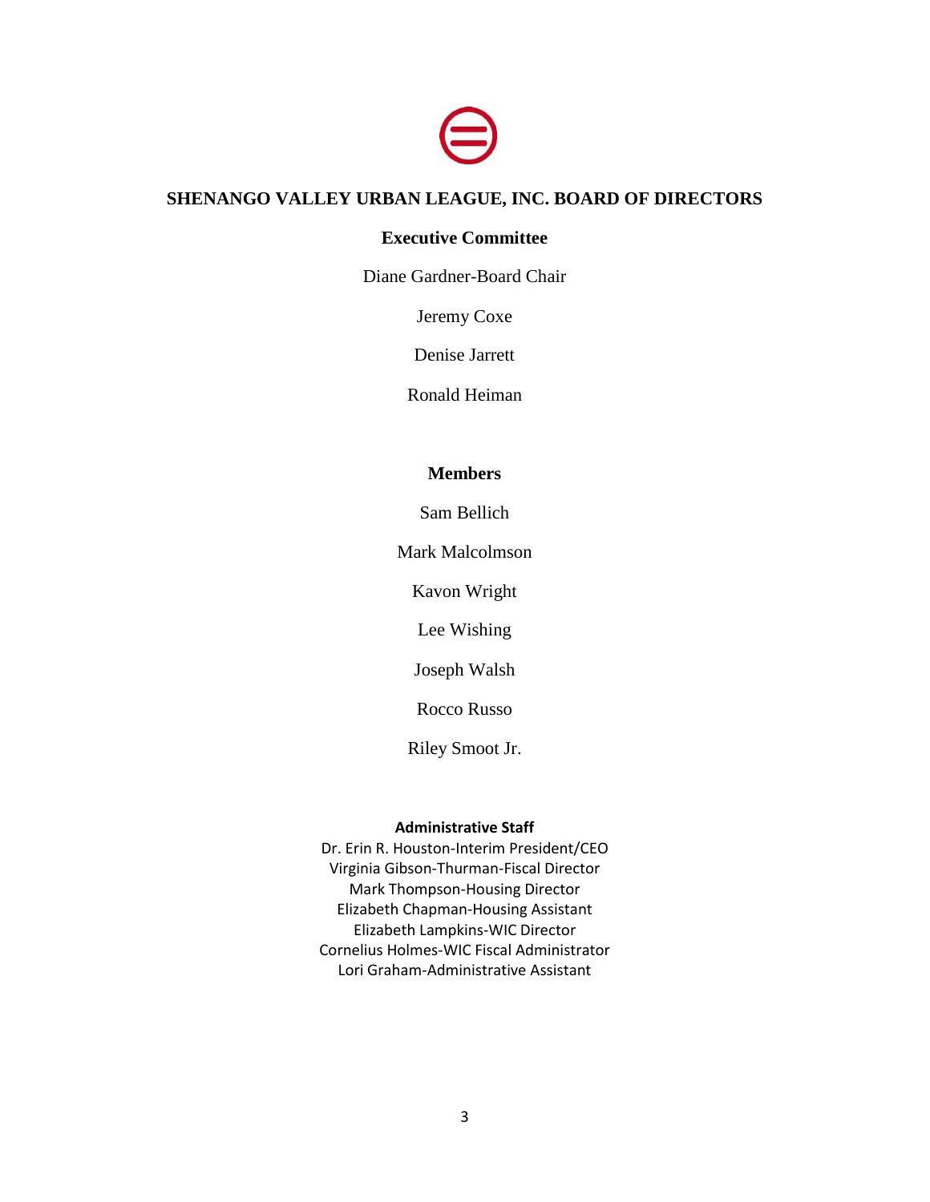# SHENANGO VALLEY URBAN LEAGUE, INC. BOARD OF DIRECTORS

## Executive Committee

Diane Gardner-Board Chair

Jeremy Coxe

Denise Jarrett

Ronald Heiman

## Members

Sam Bellich

Mark Malcolmson

Kavon Wright

Lee Wishing

Joseph Walsh

Rocco Russo

Riley Smoot Jr.

### Administrative Staff

Dr. Erin R. Houston-Interim President/CEO
Virginia Gibson-Thurman-Fiscal Director
Mark Thompson-Housing Director
Elizabeth Chapman-Housing Assistant
Elizabeth Lampkins-WIC Director
Cornelius Holmes-WIC Fiscal Administrator
Lori Graham-Administrative Assistant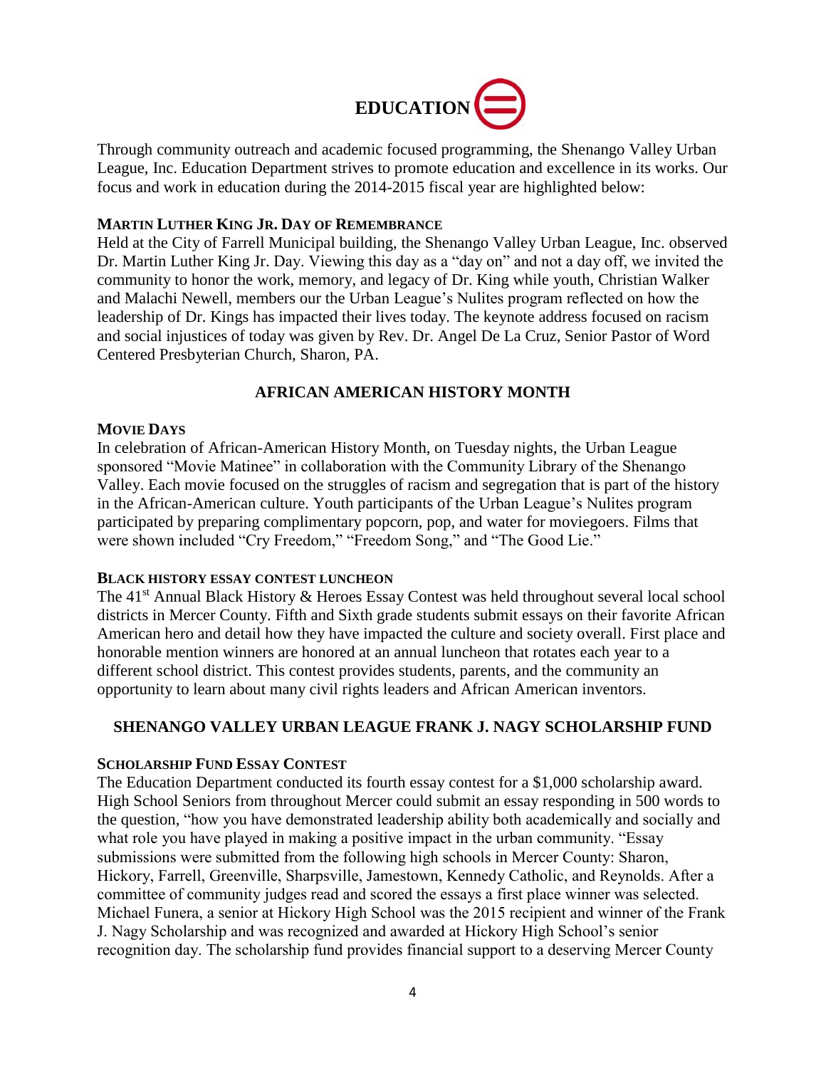# EDUCATION

Through community outreach and academic focused programming, the Shenango Valley Urban League, Inc. Education Department strives to promote education and excellence in its works. Our focus and work in education during the 2014-2015 fiscal year are highlighted below:

### MARTIN LUTHER KING JR. DAY OF REMEMBRANCE

Held at the City of Farrell Municipal building, the Shenango Valley Urban League, Inc. observed Dr. Martin Luther King Jr. Day. Viewing this day as a "day on" and not a day off, we invited the community to honor the work, memory, and legacy of Dr. King while youth, Christian Walker and Malachi Newell, members our the Urban League's Nulites program reflected on how the leadership of Dr. Kings has impacted their lives today. The keynote address focused on racism and social injustices of today was given by Rev. Dr. Angel De La Cruz, Senior Pastor of Word Centered Presbyterian Church, Sharon, PA.

## AFRICAN AMERICAN HISTORY MONTH

### MOVIE DAYS

In celebration of African-American History Month, on Tuesday nights, the Urban League sponsored "Movie Matinee" in collaboration with the Community Library of the Shenango Valley. Each movie focused on the struggles of racism and segregation that is part of the history in the African-American culture. Youth participants of the Urban League's Nulites program participated by preparing complimentary popcorn, pop, and water for moviegoers. Films that were shown included "Cry Freedom," "Freedom Song," and "The Good Lie."

### BLACK HISTORY ESSAY CONTEST LUNCHEON

The 41st Annual Black History & Heroes Essay Contest was held throughout several local school districts in Mercer County. Fifth and Sixth grade students submit essays on their favorite African American hero and detail how they have impacted the culture and society overall. First place and honorable mention winners are honored at an annual luncheon that rotates each year to a different school district. This contest provides students, parents, and the community an opportunity to learn about many civil rights leaders and African American inventors.

## SHENANGO VALLEY URBAN LEAGUE FRANK J. NAGY SCHOLARSHIP FUND

### SCHOLARSHIP FUND ESSAY CONTEST

The Education Department conducted its fourth essay contest for a $1,000 scholarship award. High School Seniors from throughout Mercer could submit an essay responding in 500 words to the question, "how you have demonstrated leadership ability both academically and socially and what role you have played in making a positive impact in the urban community. "Essay submissions were submitted from the following high schools in Mercer County: Sharon, Hickory, Farrell, Greenville, Sharpsville, Jamestown, Kennedy Catholic, and Reynolds. After a committee of community judges read and scored the essays a first place winner was selected. Michael Funera, a senior at Hickory High School was the 2015 recipient and winner of the Frank J. Nagy Scholarship and was recognized and awarded at Hickory High School's senior recognition day. The scholarship fund provides financial support to a deserving Mercer County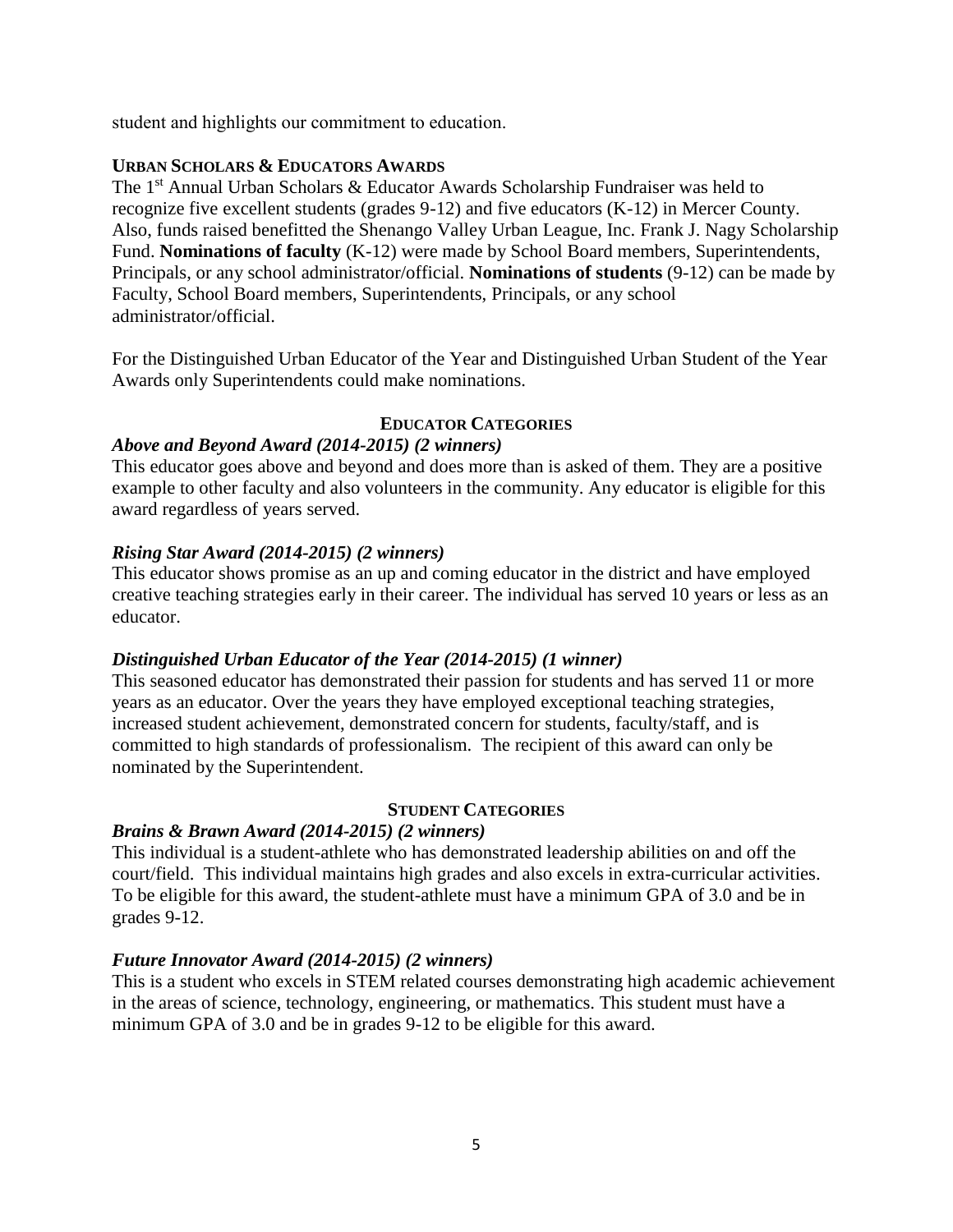student and highlights our commitment to education.

## URBAN SCHOLARS & EDUCATORS AWARDS

The 1st Annual Urban Scholars & Educator Awards Scholarship Fundraiser was held to recognize five excellent students (grades 9-12) and five educators (K-12) in Mercer County. Also, funds raised benefitted the Shenango Valley Urban League, Inc. Frank J. Nagy Scholarship Fund. **Nominations of faculty** (K-12) were made by School Board members, Superintendents, Principals, or any school administrator/official. **Nominations of students** (9-12) can be made by Faculty, School Board members, Superintendents, Principals, or any school administrator/official.

For the Distinguished Urban Educator of the Year and Distinguished Urban Student of the Year Awards only Superintendents could make nominations.

### EDUCATOR CATEGORIES

***Above and Beyond Award (2014-2015) (2 winners)***

This educator goes above and beyond and does more than is asked of them. They are a positive example to other faculty and also volunteers in the community. Any educator is eligible for this award regardless of years served.

***Rising Star Award (2014-2015) (2 winners)***

This educator shows promise as an up and coming educator in the district and have employed creative teaching strategies early in their career. The individual has served 10 years or less as an educator.

***Distinguished Urban Educator of the Year (2014-2015) (1 winner)***

This seasoned educator has demonstrated their passion for students and has served 11 or more years as an educator. Over the years they have employed exceptional teaching strategies, increased student achievement, demonstrated concern for students, faculty/staff, and is committed to high standards of professionalism. The recipient of this award can only be nominated by the Superintendent.

### STUDENT CATEGORIES

***Brains & Brawn Award (2014-2015) (2 winners)***

This individual is a student-athlete who has demonstrated leadership abilities on and off the court/field. This individual maintains high grades and also excels in extra-curricular activities. To be eligible for this award, the student-athlete must have a minimum GPA of 3.0 and be in grades 9-12.

***Future Innovator Award (2014-2015) (2 winners)***

This is a student who excels in STEM related courses demonstrating high academic achievement in the areas of science, technology, engineering, or mathematics. This student must have a minimum GPA of 3.0 and be in grades 9-12 to be eligible for this award.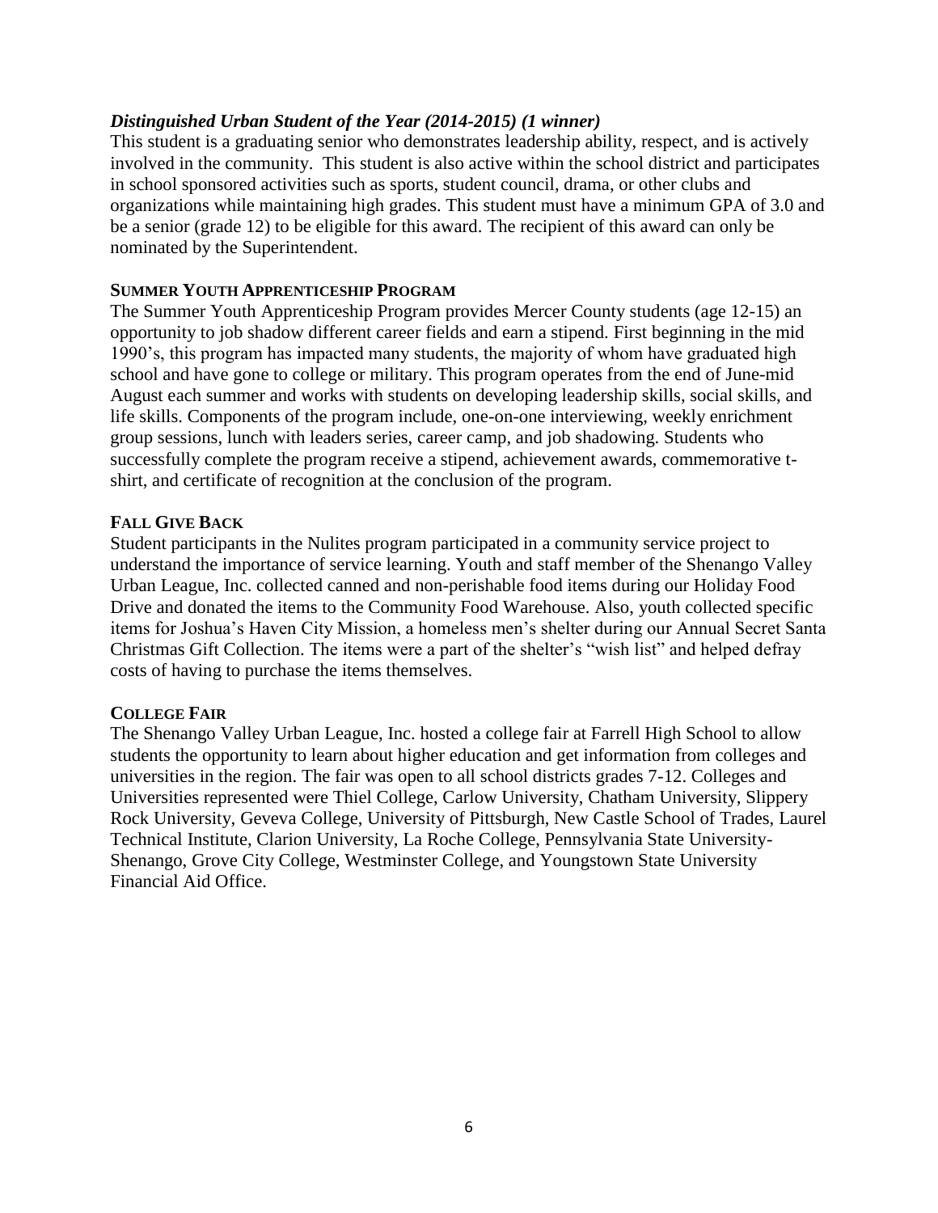### *Distinguished Urban Student of the Year (2014-2015) (1 winner)*

This student is a graduating senior who demonstrates leadership ability, respect, and is actively involved in the community. This student is also active within the school district and participates in school sponsored activities such as sports, student council, drama, or other clubs and organizations while maintaining high grades. This student must have a minimum GPA of 3.0 and be a senior (grade 12) to be eligible for this award. The recipient of this award can only be nominated by the Superintendent.

### SUMMER YOUTH APPRENTICESHIP PROGRAM

The Summer Youth Apprenticeship Program provides Mercer County students (age 12-15) an opportunity to job shadow different career fields and earn a stipend. First beginning in the mid 1990's, this program has impacted many students, the majority of whom have graduated high school and have gone to college or military. This program operates from the end of June-mid August each summer and works with students on developing leadership skills, social skills, and life skills. Components of the program include, one-on-one interviewing, weekly enrichment group sessions, lunch with leaders series, career camp, and job shadowing. Students who successfully complete the program receive a stipend, achievement awards, commemorative t-shirt, and certificate of recognition at the conclusion of the program.

### FALL GIVE BACK

Student participants in the Nulites program participated in a community service project to understand the importance of service learning. Youth and staff member of the Shenango Valley Urban League, Inc. collected canned and non-perishable food items during our Holiday Food Drive and donated the items to the Community Food Warehouse. Also, youth collected specific items for Joshua's Haven City Mission, a homeless men's shelter during our Annual Secret Santa Christmas Gift Collection. The items were a part of the shelter's "wish list" and helped defray costs of having to purchase the items themselves.

### COLLEGE FAIR

The Shenango Valley Urban League, Inc. hosted a college fair at Farrell High School to allow students the opportunity to learn about higher education and get information from colleges and universities in the region. The fair was open to all school districts grades 7-12. Colleges and Universities represented were Thiel College, Carlow University, Chatham University, Slippery Rock University, Geveva College, University of Pittsburgh, New Castle School of Trades, Laurel Technical Institute, Clarion University, La Roche College, Pennsylvania State University-Shenango, Grove City College, Westminster College, and Youngstown State University Financial Aid Office.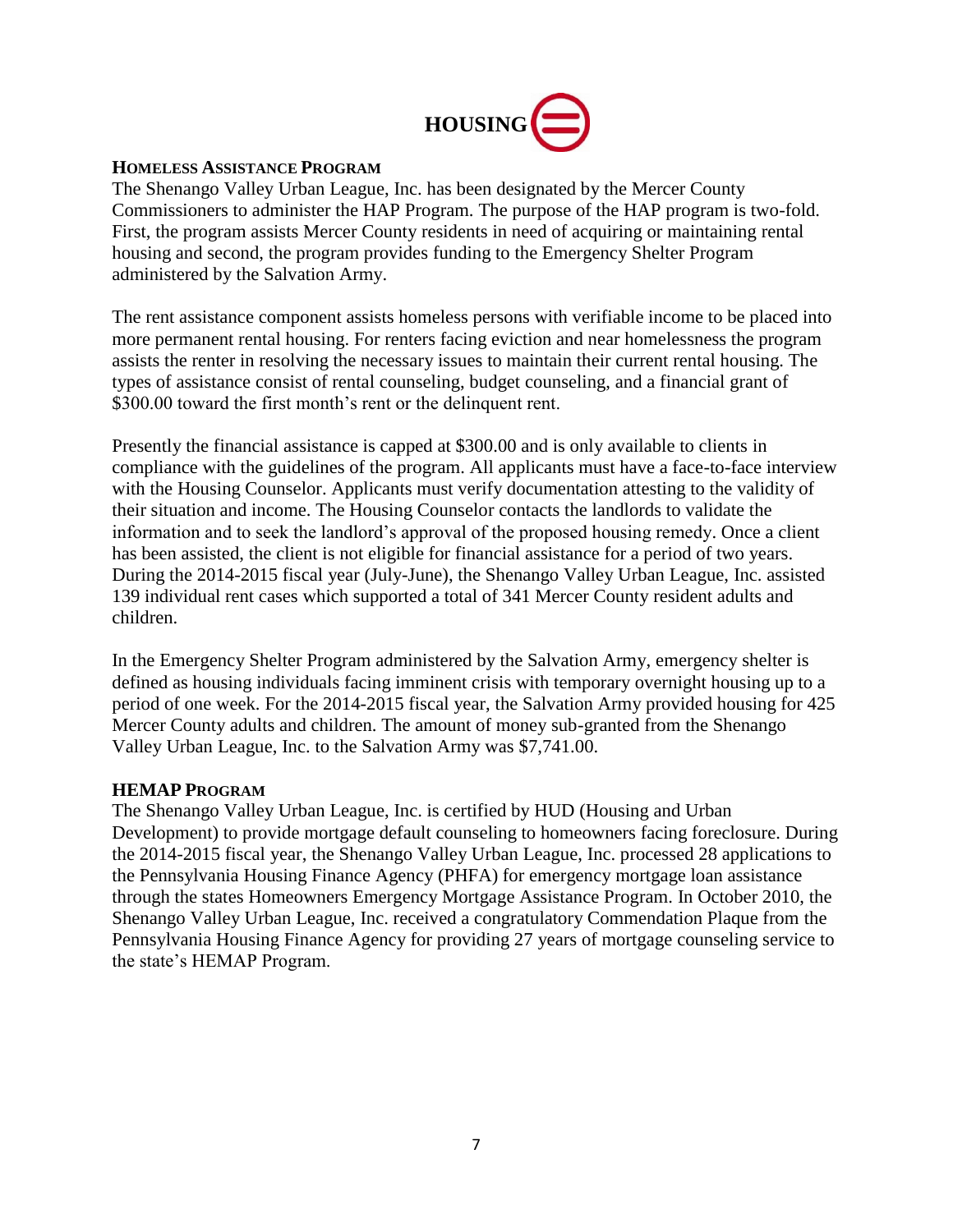# HOUSING

## HOMELESS ASSISTANCE PROGRAM

The Shenango Valley Urban League, Inc. has been designated by the Mercer County Commissioners to administer the HAP Program. The purpose of the HAP program is two-fold. First, the program assists Mercer County residents in need of acquiring or maintaining rental housing and second, the program provides funding to the Emergency Shelter Program administered by the Salvation Army.

The rent assistance component assists homeless persons with verifiable income to be placed into more permanent rental housing. For renters facing eviction and near homelessness the program assists the renter in resolving the necessary issues to maintain their current rental housing. The types of assistance consist of rental counseling, budget counseling, and a financial grant of $300.00 toward the first month's rent or the delinquent rent.

Presently the financial assistance is capped at $300.00 and is only available to clients in compliance with the guidelines of the program. All applicants must have a face-to-face interview with the Housing Counselor. Applicants must verify documentation attesting to the validity of their situation and income. The Housing Counselor contacts the landlords to validate the information and to seek the landlord's approval of the proposed housing remedy. Once a client has been assisted, the client is not eligible for financial assistance for a period of two years. During the 2014-2015 fiscal year (July-June), the Shenango Valley Urban League, Inc. assisted 139 individual rent cases which supported a total of 341 Mercer County resident adults and children.

In the Emergency Shelter Program administered by the Salvation Army, emergency shelter is defined as housing individuals facing imminent crisis with temporary overnight housing up to a period of one week. For the 2014-2015 fiscal year, the Salvation Army provided housing for 425 Mercer County adults and children. The amount of money sub-granted from the Shenango Valley Urban League, Inc. to the Salvation Army was $7,741.00.

## HEMAP PROGRAM

The Shenango Valley Urban League, Inc. is certified by HUD (Housing and Urban Development) to provide mortgage default counseling to homeowners facing foreclosure. During the 2014-2015 fiscal year, the Shenango Valley Urban League, Inc. processed 28 applications to the Pennsylvania Housing Finance Agency (PHFA) for emergency mortgage loan assistance through the states Homeowners Emergency Mortgage Assistance Program. In October 2010, the Shenango Valley Urban League, Inc. received a congratulatory Commendation Plaque from the Pennsylvania Housing Finance Agency for providing 27 years of mortgage counseling service to the state's HEMAP Program.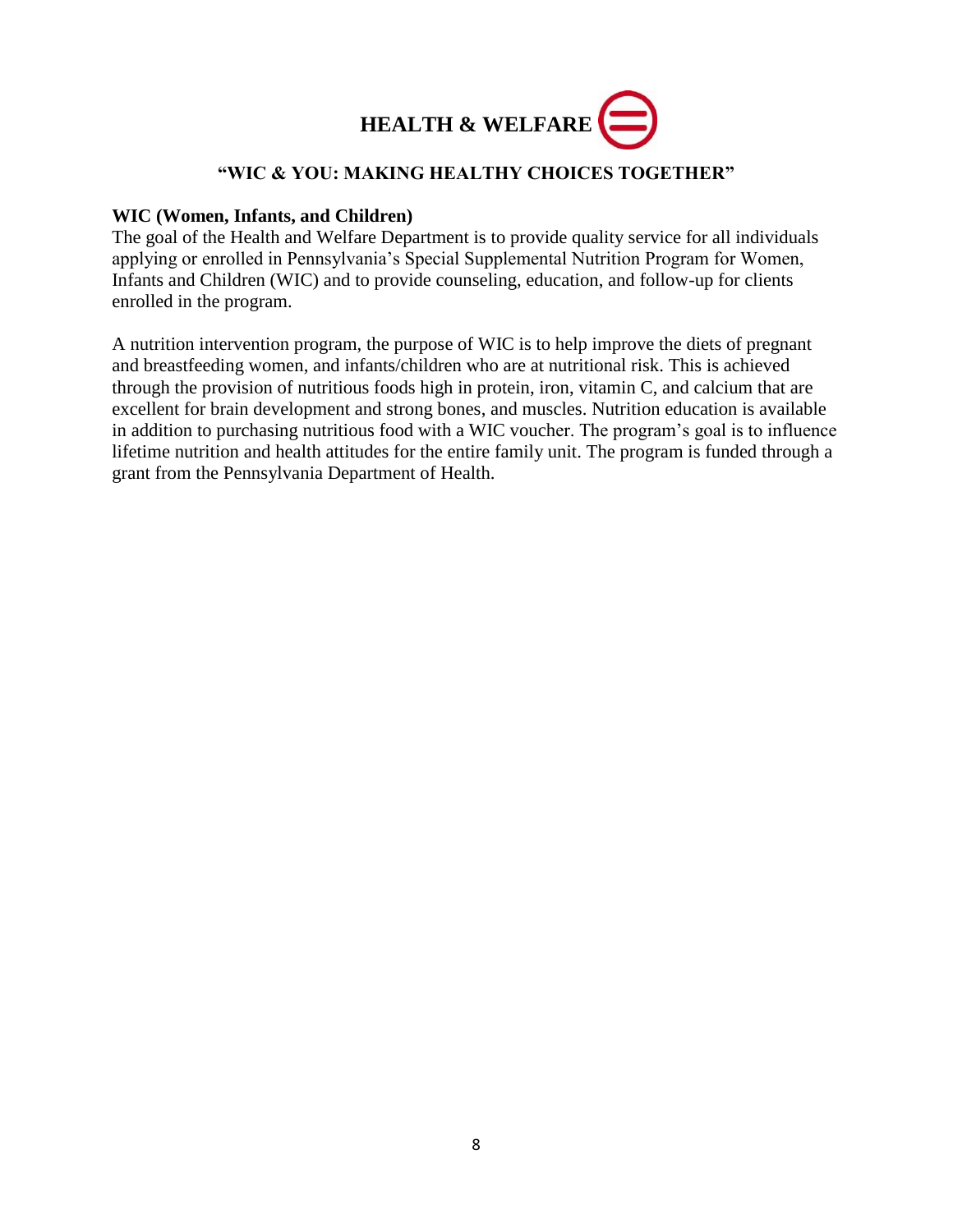# HEALTH & WELFARE

## "WIC & YOU: MAKING HEALTHY CHOICES TOGETHER"

**WIC (Women, Infants, and Children)**

The goal of the Health and Welfare Department is to provide quality service for all individuals applying or enrolled in Pennsylvania's Special Supplemental Nutrition Program for Women, Infants and Children (WIC) and to provide counseling, education, and follow-up for clients enrolled in the program.

A nutrition intervention program, the purpose of WIC is to help improve the diets of pregnant and breastfeeding women, and infants/children who are at nutritional risk. This is achieved through the provision of nutritious foods high in protein, iron, vitamin C, and calcium that are excellent for brain development and strong bones, and muscles. Nutrition education is available in addition to purchasing nutritious food with a WIC voucher. The program's goal is to influence lifetime nutrition and health attitudes for the entire family unit. The program is funded through a grant from the Pennsylvania Department of Health.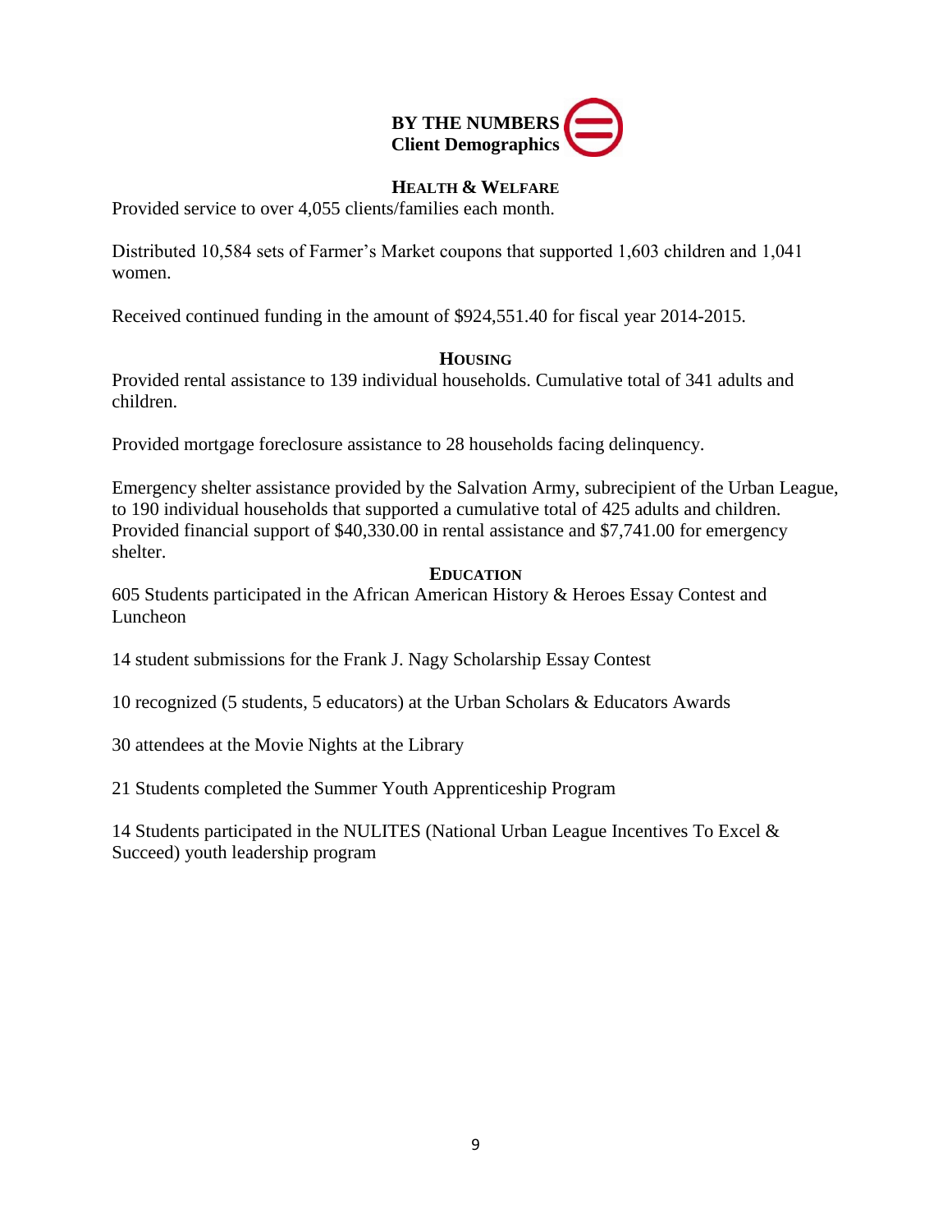# BY THE NUMBERS
## Client Demographics

### Health & Welfare

Provided service to over 4,055 clients/families each month.

Distributed 10,584 sets of Farmer's Market coupons that supported 1,603 children and 1,041 women.

Received continued funding in the amount of $924,551.40 for fiscal year 2014-2015.

### Housing

Provided rental assistance to 139 individual households. Cumulative total of 341 adults and children.

Provided mortgage foreclosure assistance to 28 households facing delinquency.

Emergency shelter assistance provided by the Salvation Army, subrecipient of the Urban League, to 190 individual households that supported a cumulative total of 425 adults and children. Provided financial support of $40,330.00 in rental assistance and $7,741.00 for emergency shelter.

### Education

605 Students participated in the African American History & Heroes Essay Contest and Luncheon

14 student submissions for the Frank J. Nagy Scholarship Essay Contest

10 recognized (5 students, 5 educators) at the Urban Scholars & Educators Awards

30 attendees at the Movie Nights at the Library

21 Students completed the Summer Youth Apprenticeship Program

14 Students participated in the NULITES (National Urban League Incentives To Excel & Succeed) youth leadership program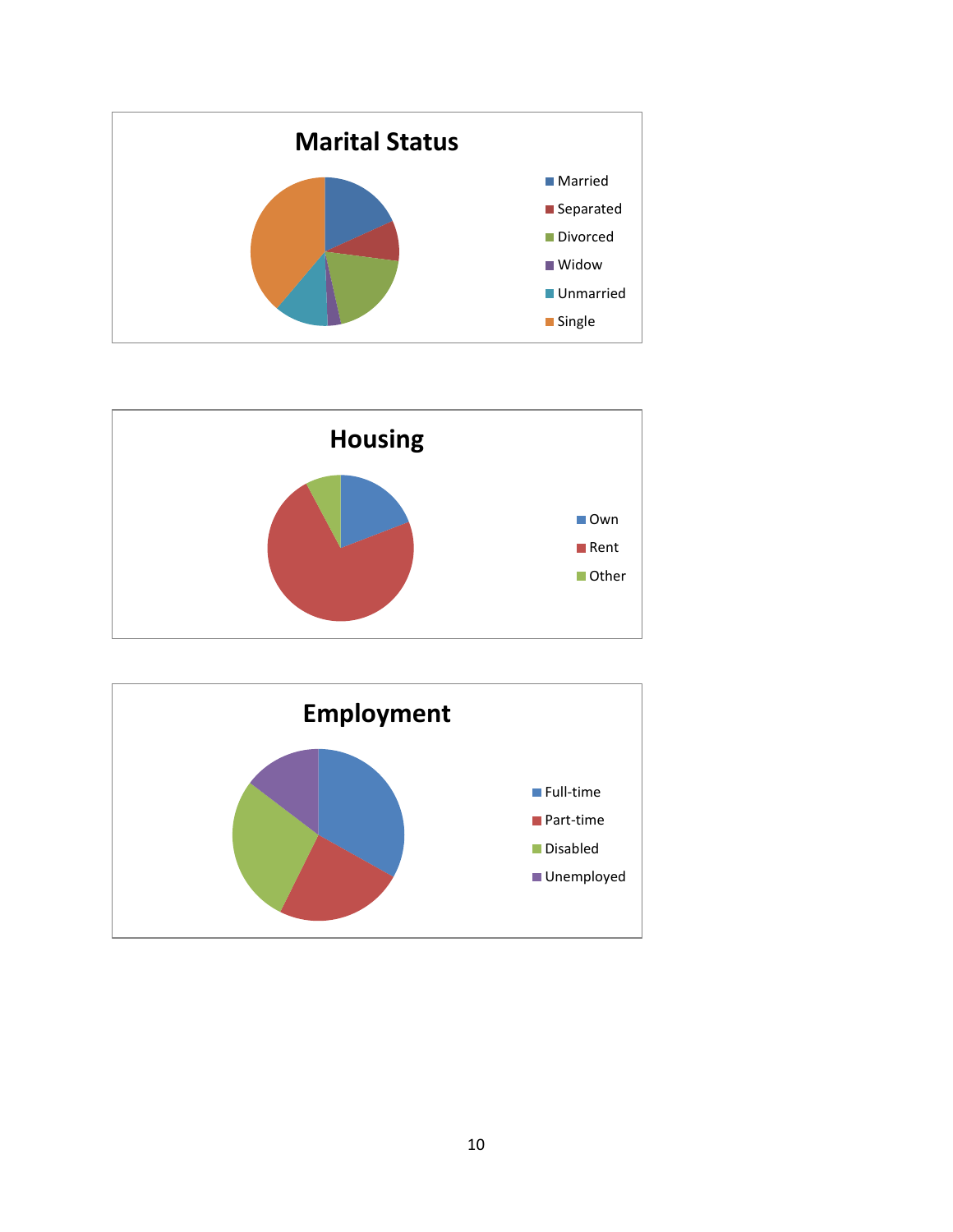## Marital Status

- Married
- Separated
- Divorced
- Widow
- Unmarried
- Single

## Housing

- Own
- Rent
- Other

## Employment

- Full-time
- Part-time
- Disabled
- Unemployed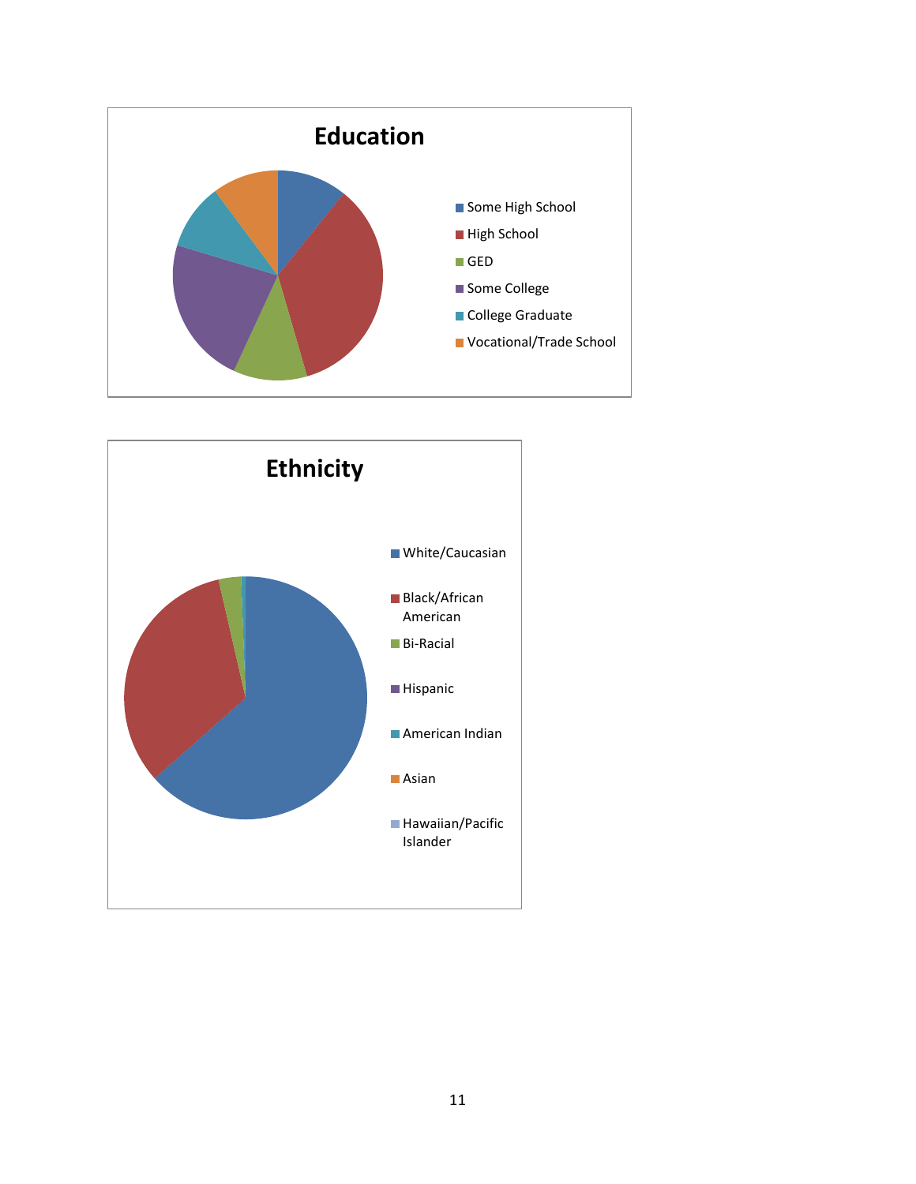Education

Some High School
High School
GED
Some College
College Graduate
Vocational/Trade School

Ethnicity

White/Caucasian
Black/African American
Bi-Racial
Hispanic
American Indian
Asian
Hawaiian/Pacific Islander